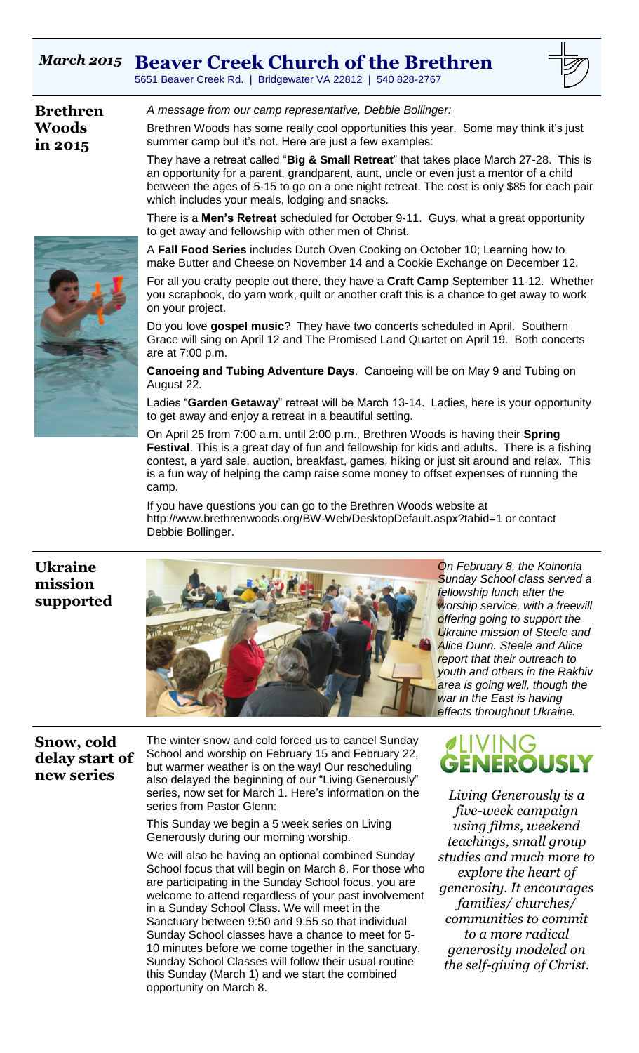# *March 2015* Beaver Creek Church of the Brethren

5651 Beaver Creek Rd. | Bridgewater VA 22812 | 540 828-2767

## Brethren Woods in 2015

*A message from our camp representative, Debbie Bollinger:*

Brethren Woods has some really cool opportunities this year. Some may think it's just summer camp but it's not. Here are just a few examples:

They have a retreat called "**Big & Small Retreat**" that takes place March 27-28. This is an opportunity for a parent, grandparent, aunt, uncle or even just a mentor of a child between the ages of 5-15 to go on a one night retreat. The cost is only $85 for each pair which includes your meals, lodging and snacks.

There is a **Men's Retreat** scheduled for October 9-11. Guys, what a great opportunity to get away and fellowship with other men of Christ.

A **Fall Food Series** includes Dutch Oven Cooking on October 10; Learning how to make Butter and Cheese on November 14 and a Cookie Exchange on December 12.

For all you crafty people out there, they have a **Craft Camp** September 11-12. Whether you scrapbook, do yarn work, quilt or another craft this is a chance to get away to work on your project.

Do you love **gospel music**? They have two concerts scheduled in April. Southern Grace will sing on April 12 and The Promised Land Quartet on April 19. Both concerts are at 7:00 p.m.

**Canoeing and Tubing Adventure Days**. Canoeing will be on May 9 and Tubing on August 22.

Ladies "**Garden Getaway**" retreat will be March 13-14. Ladies, here is your opportunity to get away and enjoy a retreat in a beautiful setting.

On April 25 from 7:00 a.m. until 2:00 p.m., Brethren Woods is having their **Spring Festival**. This is a great day of fun and fellowship for kids and adults. There is a fishing contest, a yard sale, auction, breakfast, games, hiking or just sit around and relax. This is a fun way of helping the camp raise some money to offset expenses of running the camp.

If you have questions you can go to the Brethren Woods website at http://www.brethrenwoods.org/BW-Web/DesktopDefault.aspx?tabid=1 or contact Debbie Bollinger.

## Ukraine mission supported

*On February 8, the Koinonia Sunday School class served a fellowship lunch after the worship service, with a freewill offering going to support the Ukraine mission of Steele and Alice Dunn. Steele and Alice report that their outreach to youth and others in the Rakhiv area is going well, though the war in the East is having effects throughout Ukraine.*

## Snow, cold delay start of new series

The winter snow and cold forced us to cancel Sunday School and worship on February 15 and February 22, but warmer weather is on the way! Our rescheduling also delayed the beginning of our "Living Generously" series, now set for March 1. Here's information on the series from Pastor Glenn:

This Sunday we begin a 5 week series on Living Generously during our morning worship.

We will also be having an optional combined Sunday School focus that will begin on March 8. For those who are participating in the Sunday School focus, you are welcome to attend regardless of your past involvement in a Sunday School Class. We will meet in the Sanctuary between 9:50 and 9:55 so that individual Sunday School classes have a chance to meet for 5-10 minutes before we come together in the sanctuary. Sunday School Classes will follow their usual routine this Sunday (March 1) and we start the combined opportunity on March 8.

LIVING GENEROUSLY

*Living Generously is a five-week campaign using films, weekend teachings, small group studies and much more to explore the heart of generosity. It encourages families/ churches/ communities to commit to a more radical generosity modeled on the self-giving of Christ.*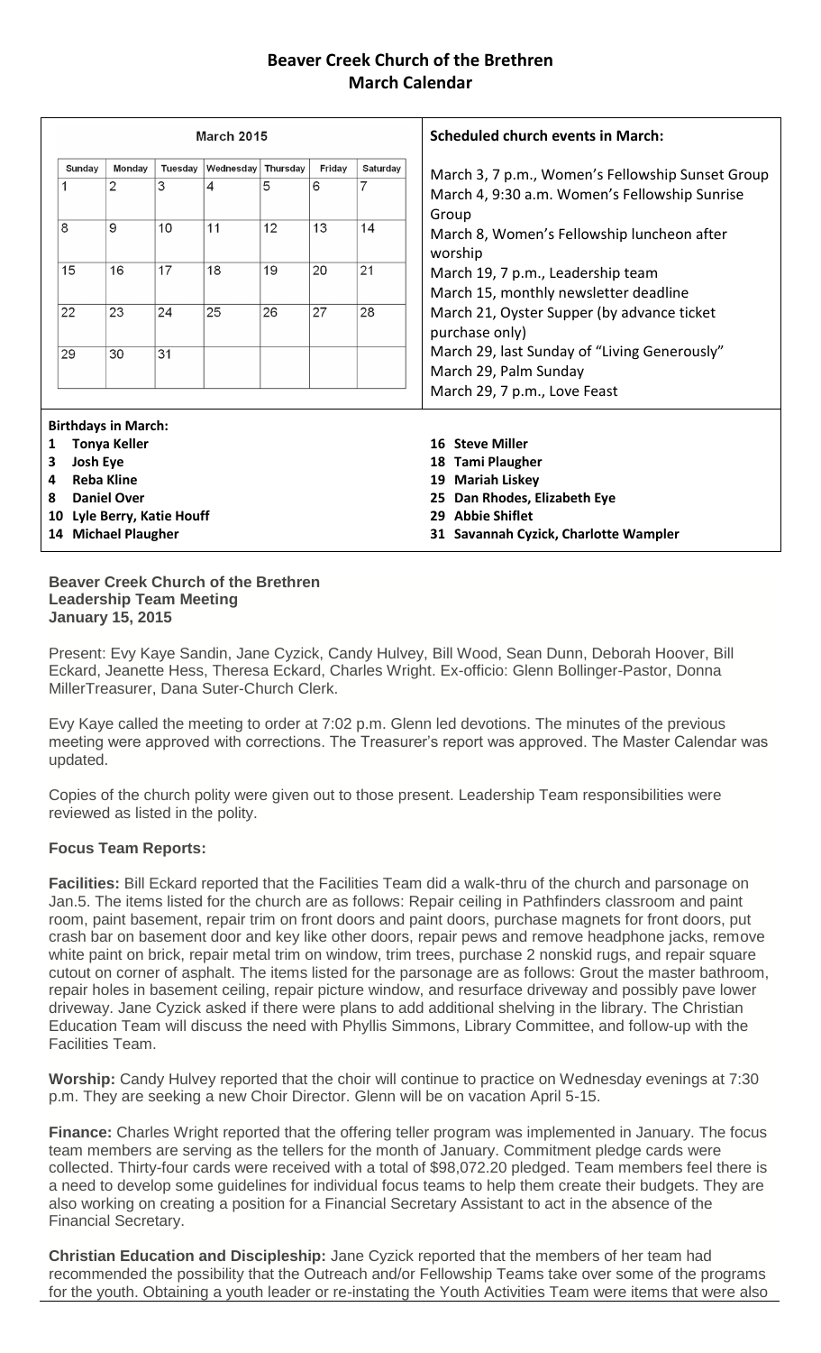# Beaver Creek Church of the Brethren
## March Calendar

| March 2015 | | | | | | |
|---|---|---|---|---|---|---|
| Sunday | Monday | Tuesday | Wednesday | Thursday | Friday | Saturday |
| 1 | 2 | 3 | 4 | 5 | 6 | 7 |
| 8 | 9 | 10 | 11 | 12 | 13 | 14 |
| 15 | 16 | 17 | 18 | 19 | 20 | 21 |
| 22 | 23 | 24 | 25 | 26 | 27 | 28 |
| 29 | 30 | 31 | | | | |

**Scheduled church events in March:**

March 3, 7 p.m., Women's Fellowship Sunset Group
March 4, 9:30 a.m. Women's Fellowship Sunrise Group
March 8, Women's Fellowship luncheon after worship
March 19, 7 p.m., Leadership team
March 15, monthly newsletter deadline
March 21, Oyster Supper (by advance ticket purchase only)
March 29, last Sunday of "Living Generously"
March 29, Palm Sunday
March 29, 7 p.m., Love Feast

**Birthdays in March:**

1 **Tonya Keller**
3 **Josh Eye**
4 **Reba Kline**
8 **Daniel Over**
10 **Lyle Berry, Katie Houff**
14 **Michael Plaugher**
16 **Steve Miller**
18 **Tami Plaugher**
19 **Mariah Liskey**
25 **Dan Rhodes, Elizabeth Eye**
29 **Abbie Shiflet**
31 **Savannah Cyzick, Charlotte Wampler**

**Beaver Creek Church of the Brethren**
**Leadership Team Meeting**
**January 15, 2015**

Present: Evy Kaye Sandin, Jane Cyzick, Candy Hulvey, Bill Wood, Sean Dunn, Deborah Hoover, Bill Eckard, Jeanette Hess, Theresa Eckard, Charles Wright. Ex-officio: Glenn Bollinger-Pastor, Donna MillerTreasurer, Dana Suter-Church Clerk.

Evy Kaye called the meeting to order at 7:02 p.m. Glenn led devotions. The minutes of the previous meeting were approved with corrections. The Treasurer's report was approved. The Master Calendar was updated.

Copies of the church polity were given out to those present. Leadership Team responsibilities were reviewed as listed in the polity.

**Focus Team Reports:**

**Facilities:** Bill Eckard reported that the Facilities Team did a walk-thru of the church and parsonage on Jan.5. The items listed for the church are as follows: Repair ceiling in Pathfinders classroom and paint room, paint basement, repair trim on front doors and paint doors, purchase magnets for front doors, put crash bar on basement door and key like other doors, repair pews and remove headphone jacks, remove white paint on brick, repair metal trim on window, trim trees, purchase 2 nonskid rugs, and repair square cutout on corner of asphalt. The items listed for the parsonage are as follows: Grout the master bathroom, repair holes in basement ceiling, repair picture window, and resurface driveway and possibly pave lower driveway. Jane Cyzick asked if there were plans to add additional shelving in the library. The Christian Education Team will discuss the need with Phyllis Simmons, Library Committee, and follow-up with the Facilities Team.

**Worship:** Candy Hulvey reported that the choir will continue to practice on Wednesday evenings at 7:30 p.m. They are seeking a new Choir Director. Glenn will be on vacation April 5-15.

**Finance:** Charles Wright reported that the offering teller program was implemented in January. The focus team members are serving as the tellers for the month of January. Commitment pledge cards were collected. Thirty-four cards were received with a total of $98,072.20 pledged. Team members feel there is a need to develop some guidelines for individual focus teams to help them create their budgets. They are also working on creating a position for a Financial Secretary Assistant to act in the absence of the Financial Secretary.

**Christian Education and Discipleship:** Jane Cyzick reported that the members of her team had recommended the possibility that the Outreach and/or Fellowship Teams take over some of the programs for the youth. Obtaining a youth leader or re-instating the Youth Activities Team were items that were also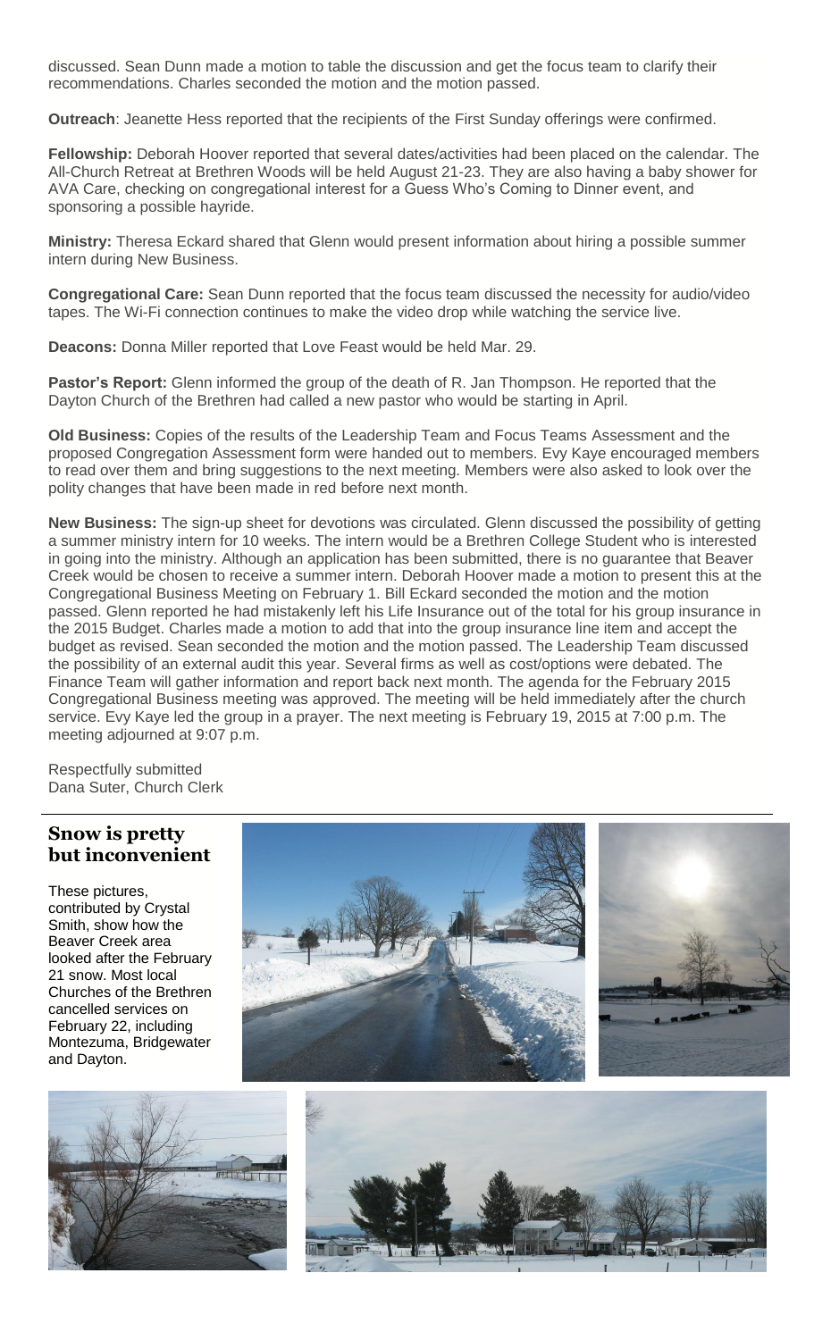discussed. Sean Dunn made a motion to table the discussion and get the focus team to clarify their recommendations. Charles seconded the motion and the motion passed.

**Outreach**: Jeanette Hess reported that the recipients of the First Sunday offerings were confirmed.

**Fellowship:** Deborah Hoover reported that several dates/activities had been placed on the calendar. The All-Church Retreat at Brethren Woods will be held August 21-23. They are also having a baby shower for AVA Care, checking on congregational interest for a Guess Who's Coming to Dinner event, and sponsoring a possible hayride.

**Ministry:** Theresa Eckard shared that Glenn would present information about hiring a possible summer intern during New Business.

**Congregational Care:** Sean Dunn reported that the focus team discussed the necessity for audio/video tapes. The Wi-Fi connection continues to make the video drop while watching the service live.

**Deacons:** Donna Miller reported that Love Feast would be held Mar. 29.

**Pastor's Report:** Glenn informed the group of the death of R. Jan Thompson. He reported that the Dayton Church of the Brethren had called a new pastor who would be starting in April.

**Old Business:** Copies of the results of the Leadership Team and Focus Teams Assessment and the proposed Congregation Assessment form were handed out to members. Evy Kaye encouraged members to read over them and bring suggestions to the next meeting. Members were also asked to look over the polity changes that have been made in red before next month.

**New Business:** The sign-up sheet for devotions was circulated. Glenn discussed the possibility of getting a summer ministry intern for 10 weeks. The intern would be a Brethren College Student who is interested in going into the ministry. Although an application has been submitted, there is no guarantee that Beaver Creek would be chosen to receive a summer intern. Deborah Hoover made a motion to present this at the Congregational Business Meeting on February 1. Bill Eckard seconded the motion and the motion passed. Glenn reported he had mistakenly left his Life Insurance out of the total for his group insurance in the 2015 Budget. Charles made a motion to add that into the group insurance line item and accept the budget as revised. Sean seconded the motion and the motion passed. The Leadership Team discussed the possibility of an external audit this year. Several firms as well as cost/options were debated. The Finance Team will gather information and report back next month. The agenda for the February 2015 Congregational Business meeting was approved. The meeting will be held immediately after the church service. Evy Kaye led the group in a prayer. The next meeting is February 19, 2015 at 7:00 p.m. The meeting adjourned at 9:07 p.m.

Respectfully submitted
Dana Suter, Church Clerk

## Snow is pretty but inconvenient

These pictures, contributed by Crystal Smith, show how the Beaver Creek area looked after the February 21 snow. Most local Churches of the Brethren cancelled services on February 22, including Montezuma, Bridgewater and Dayton.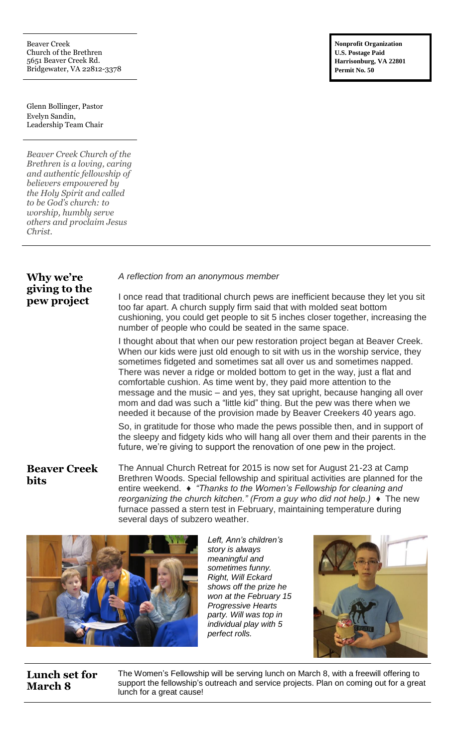Beaver Creek
Church of the Brethren
5651 Beaver Creek Rd.
Bridgewater, VA 22812-3378

**Nonprofit Organization**
**U.S. Postage Paid**
**Harrisonburg, VA 22801**
**Permit No. 50**

Glenn Bollinger, Pastor
Evelyn Sandin,
Leadership Team Chair

*Beaver Creek Church of the Brethren is a loving, caring and authentic fellowship of believers empowered by the Holy Spirit and called to be God's church: to worship, humbly serve others and proclaim Jesus Christ.*

## Why we're giving to the pew project

*A reflection from an anonymous member*

I once read that traditional church pews are inefficient because they let you sit too far apart. A church supply firm said that with molded seat bottom cushioning, you could get people to sit 5 inches closer together, increasing the number of people who could be seated in the same space.

I thought about that when our pew restoration project began at Beaver Creek. When our kids were just old enough to sit with us in the worship service, they sometimes fidgeted and sometimes sat all over us and sometimes napped. There was never a ridge or molded bottom to get in the way, just a flat and comfortable cushion. As time went by, they paid more attention to the message and the music – and yes, they sat upright, because hanging all over mom and dad was such a "little kid" thing. But the pew was there when we needed it because of the provision made by Beaver Creekers 40 years ago.

So, in gratitude for those who made the pews possible then, and in support of the sleepy and fidgety kids who will hang all over them and their parents in the future, we're giving to support the renovation of one pew in the project.

## Beaver Creek bits

The Annual Church Retreat for 2015 is now set for August 21-23 at Camp Brethren Woods. Special fellowship and spiritual activities are planned for the entire weekend. ♦ *"Thanks to the Women's Fellowship for cleaning and reorganizing the church kitchen." (From a guy who did not help.)* ♦ The new furnace passed a stern test in February, maintaining temperature during several days of subzero weather.

*Left, Ann's children's story is always meaningful and sometimes funny. Right, Will Eckard shows off the prize he won at the February 15 Progressive Hearts party. Will was top in individual play with 5 perfect rolls.*

## Lunch set for March 8

The Women's Fellowship will be serving lunch on March 8, with a freewill offering to support the fellowship's outreach and service projects. Plan on coming out for a great lunch for a great cause!